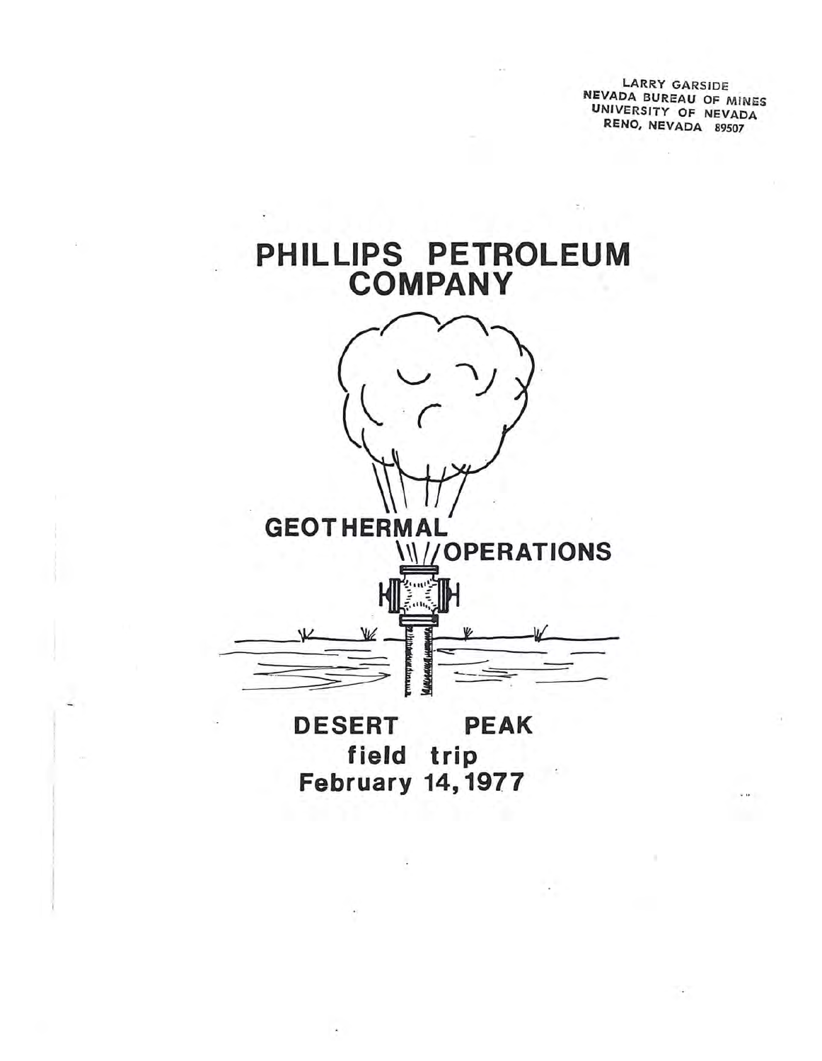LARRY GARSIDE
NEVADA BUREAU OF MINES
UNIVERSITY OF NEVADA
RENO, NEVADA 89507

# PHILLIPS PETROLEUM COMPANY

## GEOTHERMAL OPERATIONS

## DESERT PEAK
### field trip
### February 14, 1977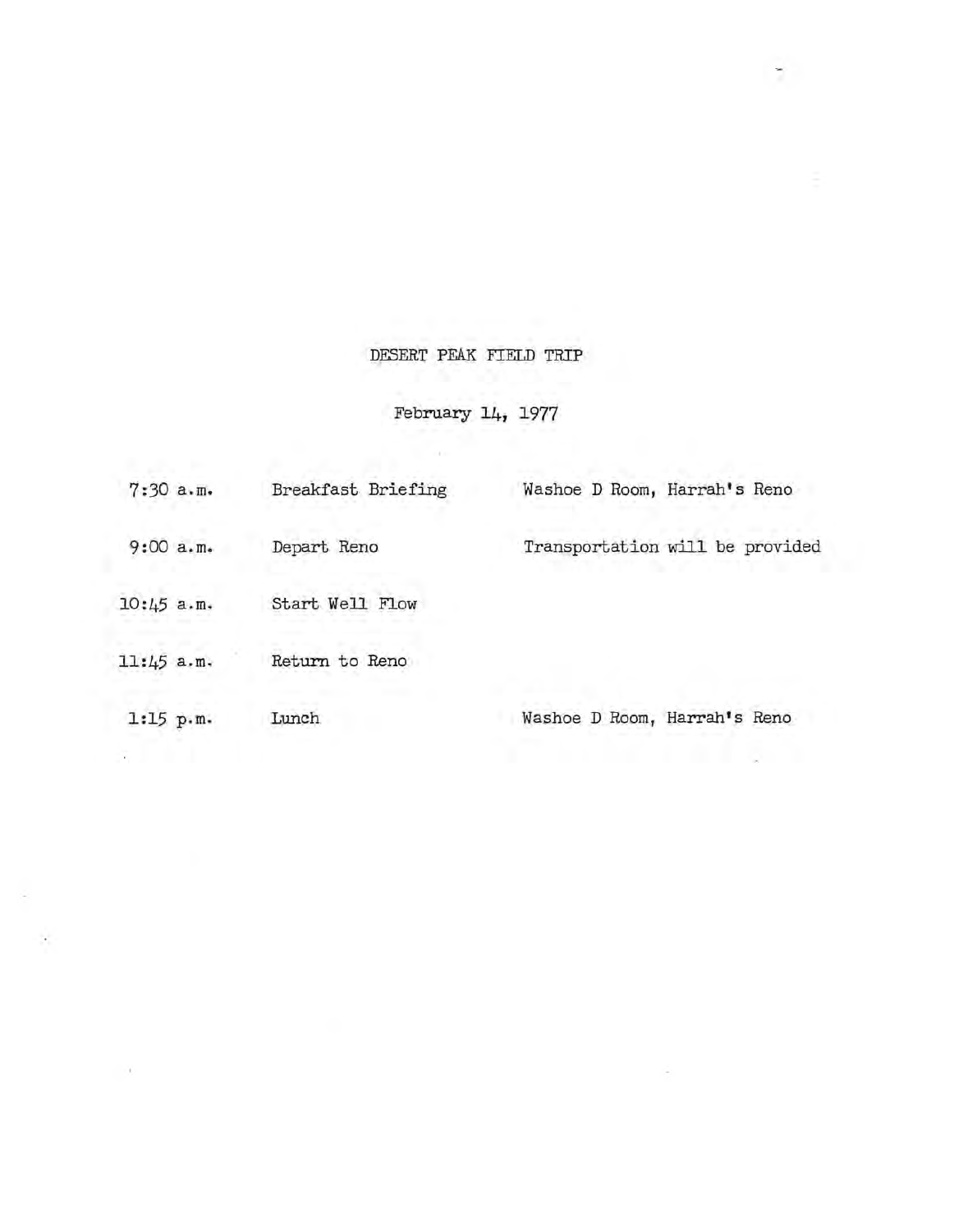# DESERT PEAK FIELD TRIP

## February 14, 1977

| | | |
|---|---|---|
| 7:30 a.m. | Breakfast Briefing | Washoe D Room, Harrah's Reno |
| 9:00 a.m. | Depart Reno | Transportation will be provided |
| 10:45 a.m. | Start Well Flow | |
| 11:45 a.m. | Return to Reno | |
| 1:15 p.m. | Lunch | Washoe D Room, Harrah's Reno |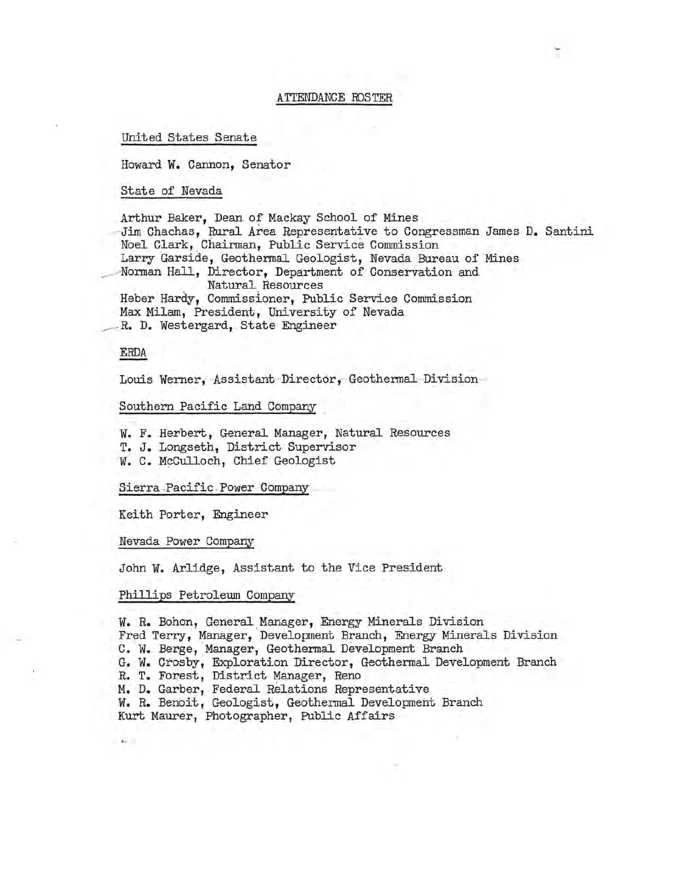# ATTENDANCE ROSTER

## United States Senate

Howard W. Cannon, Senator

## State of Nevada

Arthur Baker, Dean of Mackay School of Mines
Jim Chachas, Rural Area Representative to Congressman James D. Santini
Noel Clark, Chairman, Public Service Commission
Larry Garside, Geothermal Geologist, Nevada Bureau of Mines
Norman Hall, Director, Department of Conservation and Natural Resources
Heber Hardy, Commissioner, Public Service Commission
Max Milam, President, University of Nevada
R. D. Westergard, State Engineer

## ERDA

Louis Werner, Assistant Director, Geothermal Division

## Southern Pacific Land Company

W. F. Herbert, General Manager, Natural Resources
T. J. Longseth, District Supervisor
W. C. McCulloch, Chief Geologist

## Sierra Pacific Power Company

Keith Porter, Engineer

## Nevada Power Company

John W. Arlidge, Assistant to the Vice President

## Phillips Petroleum Company

W. R. Bohon, General Manager, Energy Minerals Division
Fred Terry, Manager, Development Branch, Energy Minerals Division
C. W. Berge, Manager, Geothermal Development Branch
G. W. Crosby, Exploration Director, Geothermal Development Branch
R. T. Forest, District Manager, Reno
M. D. Garber, Federal Relations Representative
W. R. Benoit, Geologist, Geothermal Development Branch
Kurt Maurer, Photographer, Public Affairs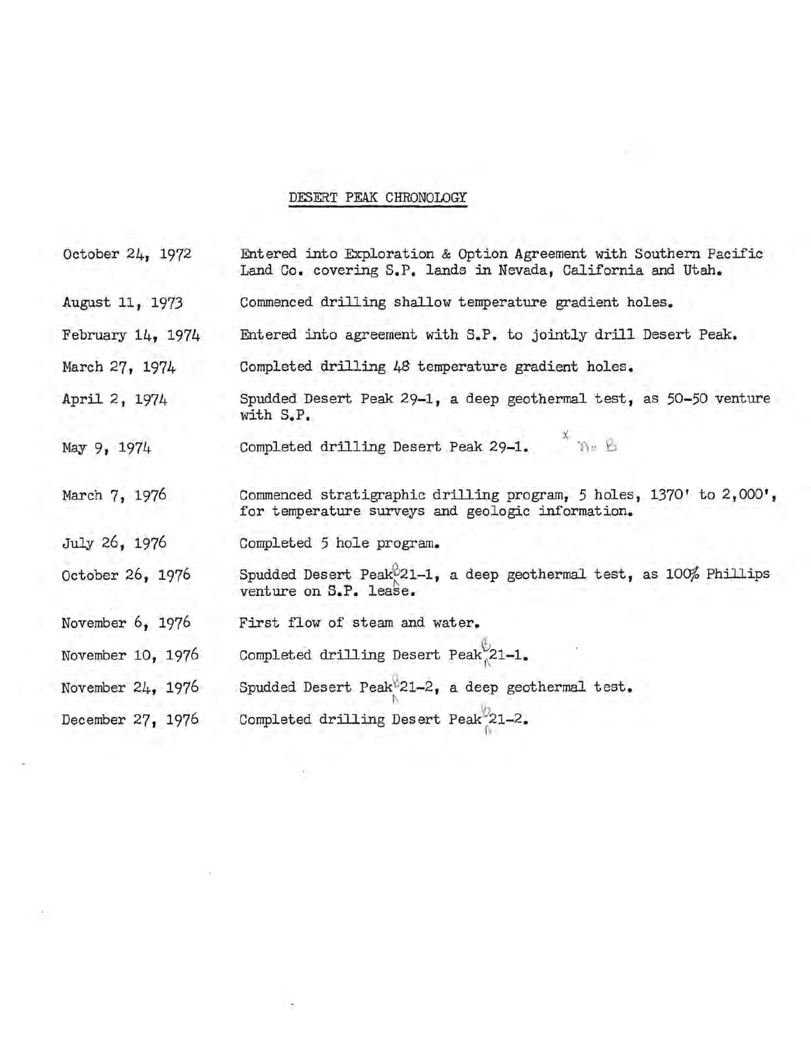# DESERT PEAK CHRONOLOGY

| | |
|---|---|
| October 24, 1972 | Entered into Exploration & Option Agreement with Southern Pacific Land Co. covering S.P. lands in Nevada, California and Utah. |
| August 11, 1973 | Commenced drilling shallow temperature gradient holes. |
| February 14, 1974 | Entered into agreement with S.P. to jointly drill Desert Peak. |
| March 27, 1974 | Completed drilling 48 temperature gradient holes. |
| April 2, 1974 | Spudded Desert Peak 29-1, a deep geothermal test, as 50-50 venture with S.P. |
| May 9, 1974 | Completed drilling Desert Peak 29-1. |
| March 7, 1976 | Commenced stratigraphic drilling program, 5 holes, 1370' to 2,000', for temperature surveys and geologic information. |
| July 26, 1976 | Completed 5 hole program. |
| October 26, 1976 | Spudded Desert Peak B 21-1, a deep geothermal test, as 100% Phillips venture on S.P. lease. |
| November 6, 1976 | First flow of steam and water. |
| November 10, 1976 | Completed drilling Desert Peak B 21-1. |
| November 24, 1976 | Spudded Desert Peak B 21-2, a deep geothermal test. |
| December 27, 1976 | Completed drilling Desert Peak B 21-2. |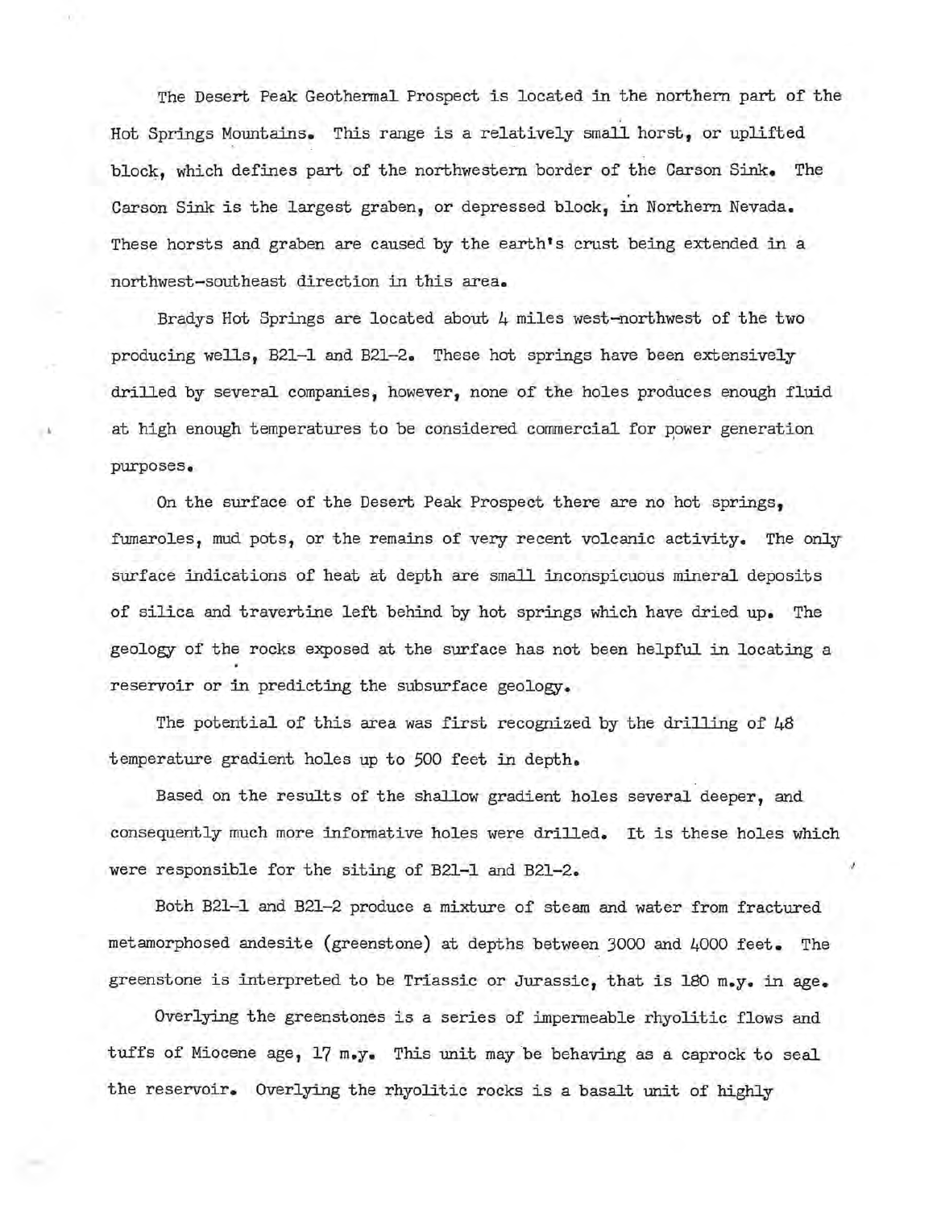The Desert Peak Geothermal Prospect is located in the northern part of the Hot Springs Mountains. This range is a relatively small horst, or uplifted block, which defines part of the northwestern border of the Carson Sink. The Carson Sink is the largest graben, or depressed block, in Northern Nevada. These horsts and graben are caused by the earth's crust being extended in a northwest-southeast direction in this area.

Bradys Hot Springs are located about 4 miles west-northwest of the two producing wells, B21-1 and B21-2. These hot springs have been extensively drilled by several companies, however, none of the holes produces enough fluid at high enough temperatures to be considered commercial for power generation purposes.

On the surface of the Desert Peak Prospect there are no hot springs, fumaroles, mud pots, or the remains of very recent volcanic activity. The only surface indications of heat at depth are small inconspicuous mineral deposits of silica and travertine left behind by hot springs which have dried up. The geology of the rocks exposed at the surface has not been helpful in locating a reservoir or in predicting the subsurface geology.

The potential of this area was first recognized by the drilling of 48 temperature gradient holes up to 500 feet in depth.

Based on the results of the shallow gradient holes several deeper, and consequently much more informative holes were drilled. It is these holes which were responsible for the siting of B21-1 and B21-2.

Both B21-1 and B21-2 produce a mixture of steam and water from fractured metamorphosed andesite (greenstone) at depths between 3000 and 4000 feet. The greenstone is interpreted to be Triassic or Jurassic, that is 180 m.y. in age.

Overlying the greenstones is a series of impermeable rhyolitic flows and tuffs of Miocene age, 17 m.y. This unit may be behaving as a caprock to seal the reservoir. Overlying the rhyolitic rocks is a basalt unit of highly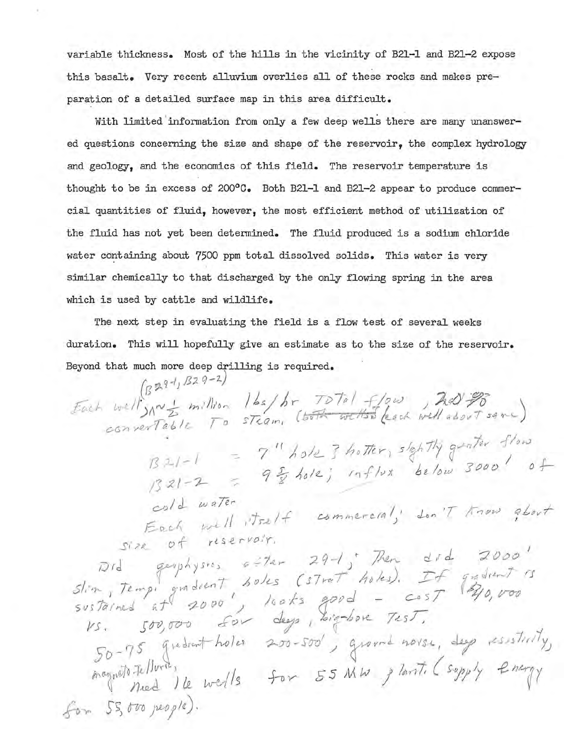variable thickness. Most of the hills in the vicinity of B21-1 and B21-2 expose this basalt. Very recent alluvium overlies all of these rocks and makes preparation of a detailed surface map in this area difficult.

With limited information from only a few deep wells there are many unanswered questions concerning the size and shape of the reservoir, the complex hydrology and geology, and the economics of this field. The reservoir temperature is thought to be in excess of 200°C. Both B21-1 and B21-2 appear to produce commercial quantities of fluid, however, the most efficient method of utilization of the fluid has not yet been determined. The fluid produced is a sodium chloride water containing about 7500 ppm total dissolved solids. This water is very similar chemically to that discharged by the only flowing spring in the area which is used by cattle and wildlife.

The next step in evaluating the field is a flow test of several weeks duration. This will hopefully give an estimate as to the size of the reservoir. Beyond that much more deep drilling is required.

(B29-1, B29-2)
Each well $\sim \frac{1}{2}$ million lbs/hr total flow, 20% convertable to steam, (~~both wells~~ each well about same)

B21-1 = 7" hole ; hotter, slightly greater flow
B21-2 = 9 5/8 hole ; influx below 3000' of cold water

Each well itself commercial, don't know about size of reservoir.

Did geophysics after 29-1, then did 2000' slim, temp. gradient holes (strat holes). If gradient is sustained at 2000', looks good - cost $40,000 vs. 500,000 for deep, big-bore test.

50-75 gradient holes 200-500', ground noise, deep resistivity, magneto-telluric,
Need 16 wells for 55 MW plant (supply energy for 55,000 people).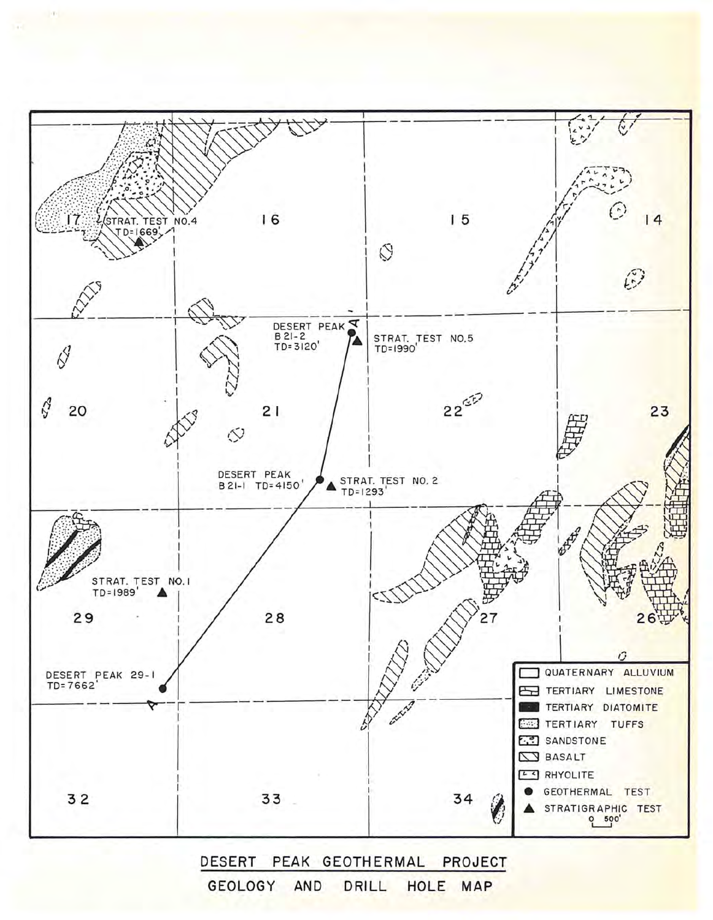| | | | |
|---|---|---|---|
| 17 STRAT. TEST NO.4 TD=1669' | 16 | 15 | 14 |
| 20 | 21 DESERT PEAK B21-2 TD=3120'; DESERT PEAK B21-1 TD=4150' | 22 STRAT. TEST NO.5 TD=1990'; STRAT. TEST NO. 2 TD=1293' | 23 |
| 29 STRAT. TEST NO.1 TD=1989'; DESERT PEAK 29-1 TD=7662' | 28 | 27 | 26 |
| 32 | 33 | 34 | |

A — A'

- QUATERNARY ALLUVIUM
- TERTIARY LIMESTONE
- TERTIARY DIATOMITE
- TERTIARY TUFFS
- SANDSTONE
- BASALT
- RHYOLITE
- ● GEOTHERMAL TEST
- ▲ STRATIGRAPHIC TEST

0 500'

DESERT PEAK GEOTHERMAL PROJECT

GEOLOGY AND DRILL HOLE MAP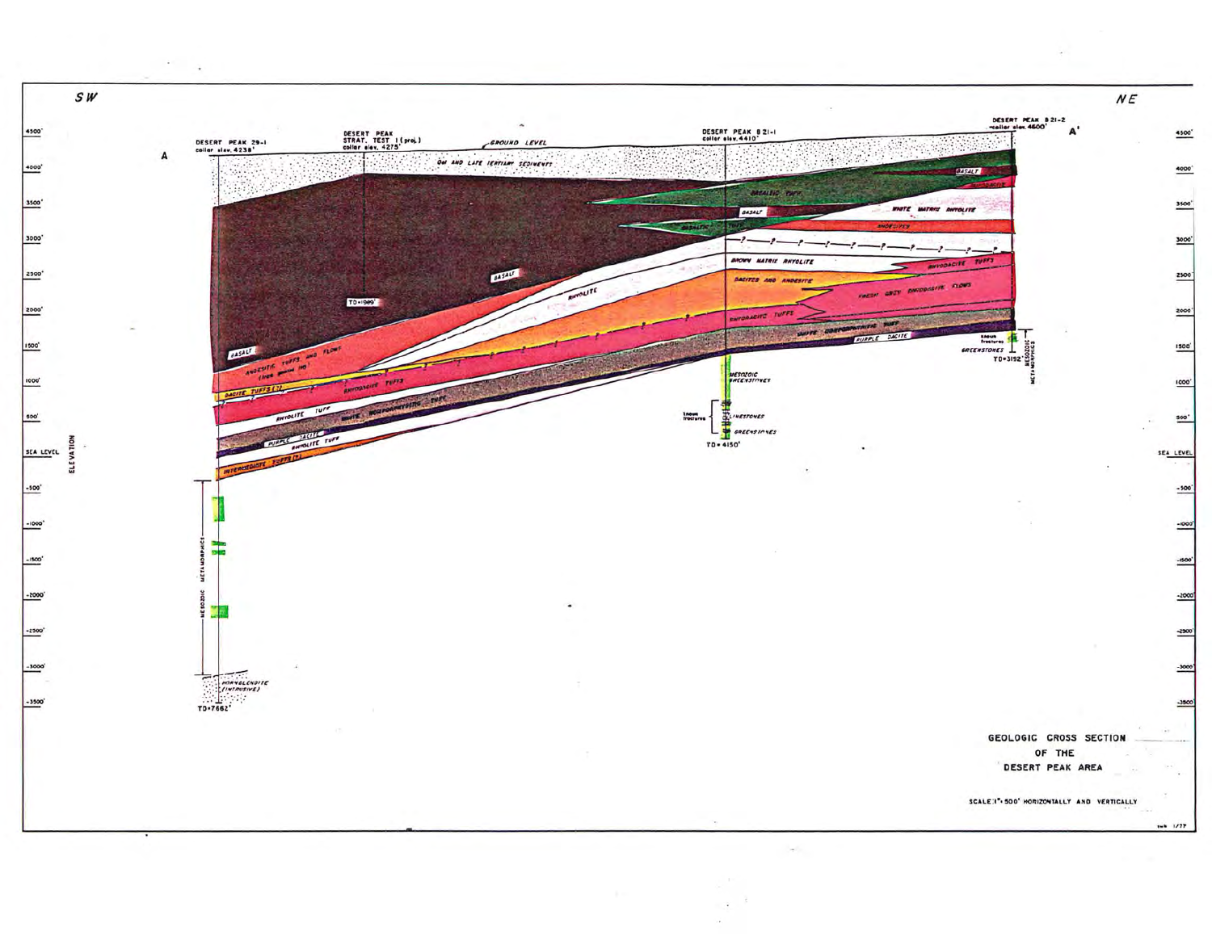SW

NE

A

A'

ELEVATION

4500'
4000'
3500'
3000'
2500'
2000'
1500'
1000'
500'
SEA LEVEL
-500'
-1000'
-1500'
-2000'
-2500'
-3000'
-3500'

DESERT PEAK 29-1
collar elev. 4238'

DESERT PEAK
STRAT. TEST 1 (proj.)
collar elev. 4275'

GROUND LEVEL

DESERT PEAK B 21-1
collar elev. 4410'

DESERT PEAK B 21-2
collar elev. 4600'

QAL AND LATE TERTIARY SEDIMENTS

BASALT

BASALTIC TUFF

WHITE MATRIX RHYOLITE

ANDESITE

BROWN MATRIX RHYOLITE

RHYODACITE TUFFS

DACITES AND ANDESITE

FRESH GREY RHYODACITE FLOWS

RHYODACITE TUFFS

WHITE HORNBLENDE TUFF

PURPLE DACITE

RHYOLITE

ANDESITIC TUFFS AND FLOWS

DACITE TUFFS (?)

RHYOLITE TUFF

WHITE HORNBLENDE TUFF

PURPLE DACITE

RHYOLITE TUFF

RHYODACITE TUFFS (?)

TD=1989'

MESOZOIC GREENSTONES

known fractures

LIMESTONES

GREENSTONES

TD=4150'

known fractures

GREENSTONES

TD=3192'

MESOZOIC METAMORPHICS

MESOZOIC METAMORPHICS

HORNBLENDITE (INTRUSIVE)

TD=7662'

GEOLOGIC CROSS SECTION
OF THE
DESERT PEAK AREA

SCALE: 1"=500' HORIZONTALLY AND VERTICALLY

1/77